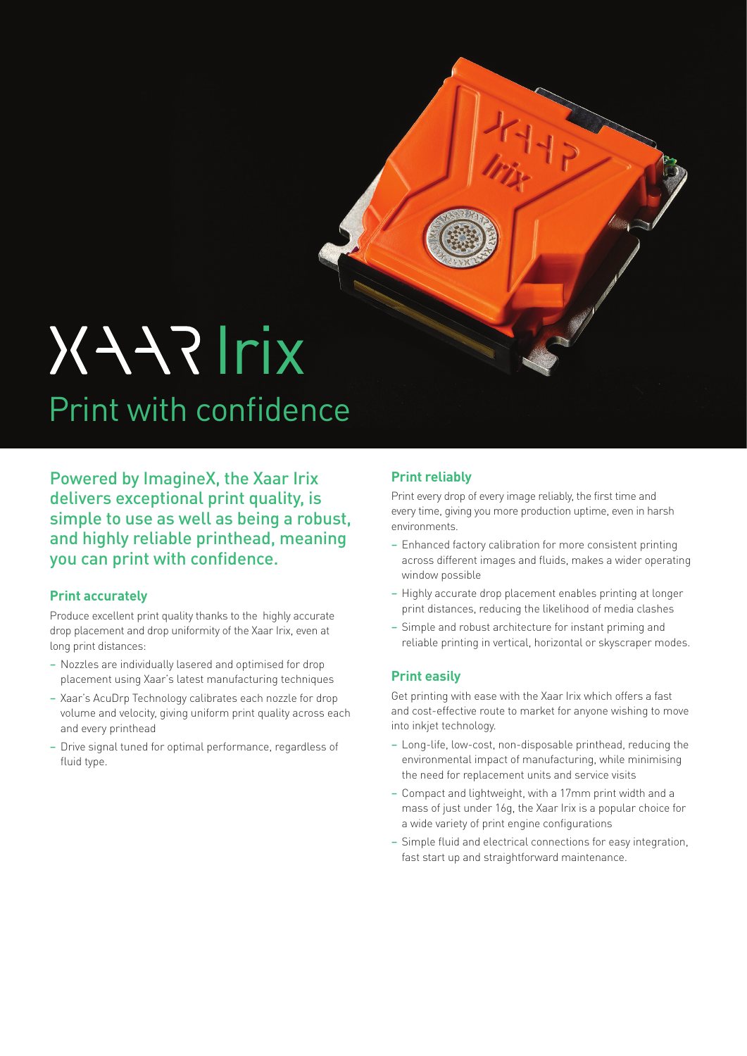# XAAR Irix

## Print with confidence

Powered by ImagineX, the Xaar Irix delivers exceptional print quality, is simple to use as well as being a robust, and highly reliable printhead, meaning you can print with confidence.

### Print accurately

Produce excellent print quality thanks to the highly accurate drop placement and drop uniformity of the Xaar Irix, even at long print distances:

- Nozzles are individually lasered and optimised for drop placement using Xaar's latest manufacturing techniques
- Xaar's AcuDrp Technology calibrates each nozzle for drop volume and velocity, giving uniform print quality across each and every printhead
- Drive signal tuned for optimal performance, regardless of fluid type.

### Print reliably

Print every drop of every image reliably, the first time and every time, giving you more production uptime, even in harsh environments.

- Enhanced factory calibration for more consistent printing across different images and fluids, makes a wider operating window possible
- Highly accurate drop placement enables printing at longer print distances, reducing the likelihood of media clashes
- Simple and robust architecture for instant priming and reliable printing in vertical, horizontal or skyscraper modes.

### Print easily

Get printing with ease with the Xaar Irix which offers a fast and cost-effective route to market for anyone wishing to move into inkjet technology.

- Long-life, low-cost, non-disposable printhead, reducing the environmental impact of manufacturing, while minimising the need for replacement units and service visits
- Compact and lightweight, with a 17mm print width and a mass of just under 16g, the Xaar Irix is a popular choice for a wide variety of print engine configurations
- Simple fluid and electrical connections for easy integration, fast start up and straightforward maintenance.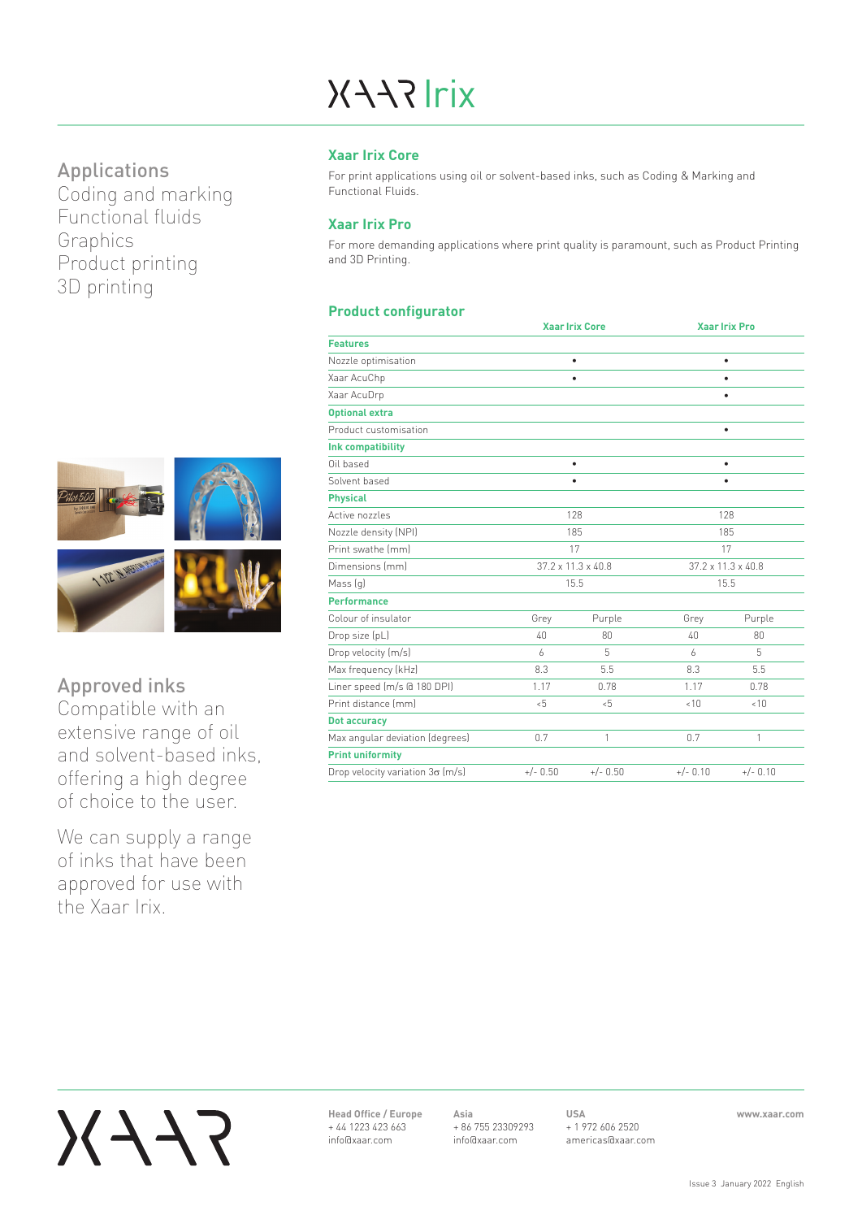# XAAR Irix

## Applications

Coding and marking
Functional fluids
Graphics
Product printing
3D printing

## Xaar Irix Core

For print applications using oil or solvent-based inks, such as Coding & Marking and Functional Fluids.

## Xaar Irix Pro

For more demanding applications where print quality is paramount, such as Product Printing and 3D Printing.

## Product configurator

| | Xaar Irix Core | | Xaar Irix Pro | |
|---|---|---|---|---|
| **Features** | | | | |
| Nozzle optimisation | • | | • | |
| Xaar AcuChp | • | | • | |
| Xaar AcuDrp | | | • | |
| **Optional extra** | | | | |
| Product customisation | | | • | |
| **Ink compatibility** | | | | |
| Oil based | • | | • | |
| Solvent based | • | | • | |
| **Physical** | | | | |
| Active nozzles | 128 | | 128 | |
| Nozzle density (NPI) | 185 | | 185 | |
| Print swathe (mm) | 17 | | 17 | |
| Dimensions (mm) | 37.2 x 11.3 x 40.8 | | 37.2 x 11.3 x 40.8 | |
| Mass (g) | 15.5 | | 15.5 | |
| **Performance** | | | | |
| Colour of insulator | Grey | Purple | Grey | Purple |
| Drop size (pL) | 40 | 80 | 40 | 80 |
| Drop velocity (m/s) | 6 | 5 | 6 | 5 |
| Max frequency (kHz) | 8.3 | 5.5 | 8.3 | 5.5 |
| Liner speed (m/s @ 180 DPI) | 1.17 | 0.78 | 1.17 | 0.78 |
| Print distance (mm) | <5 | <5 | <10 | <10 |
| **Dot accuracy** | | | | |
| Max angular deviation (degrees) | 0.7 | 1 | 0.7 | 1 |
| **Print uniformity** | | | | |
| Drop velocity variation 3σ (m/s) | +/- 0.50 | +/- 0.50 | +/- 0.10 | +/- 0.10 |

## Approved inks

Compatible with an extensive range of oil and solvent-based inks, offering a high degree of choice to the user.

We can supply a range of inks that have been approved for use with the Xaar Irix.

XAAR

**Head Office / Europe**
+ 44 1223 423 663
info@xaar.com

**Asia**
+ 86 755 23309293
info@xaar.com

**USA**
+ 1 972 606 2520
americas@xaar.com

**www.xaar.com**

Issue 3 January 2022 English